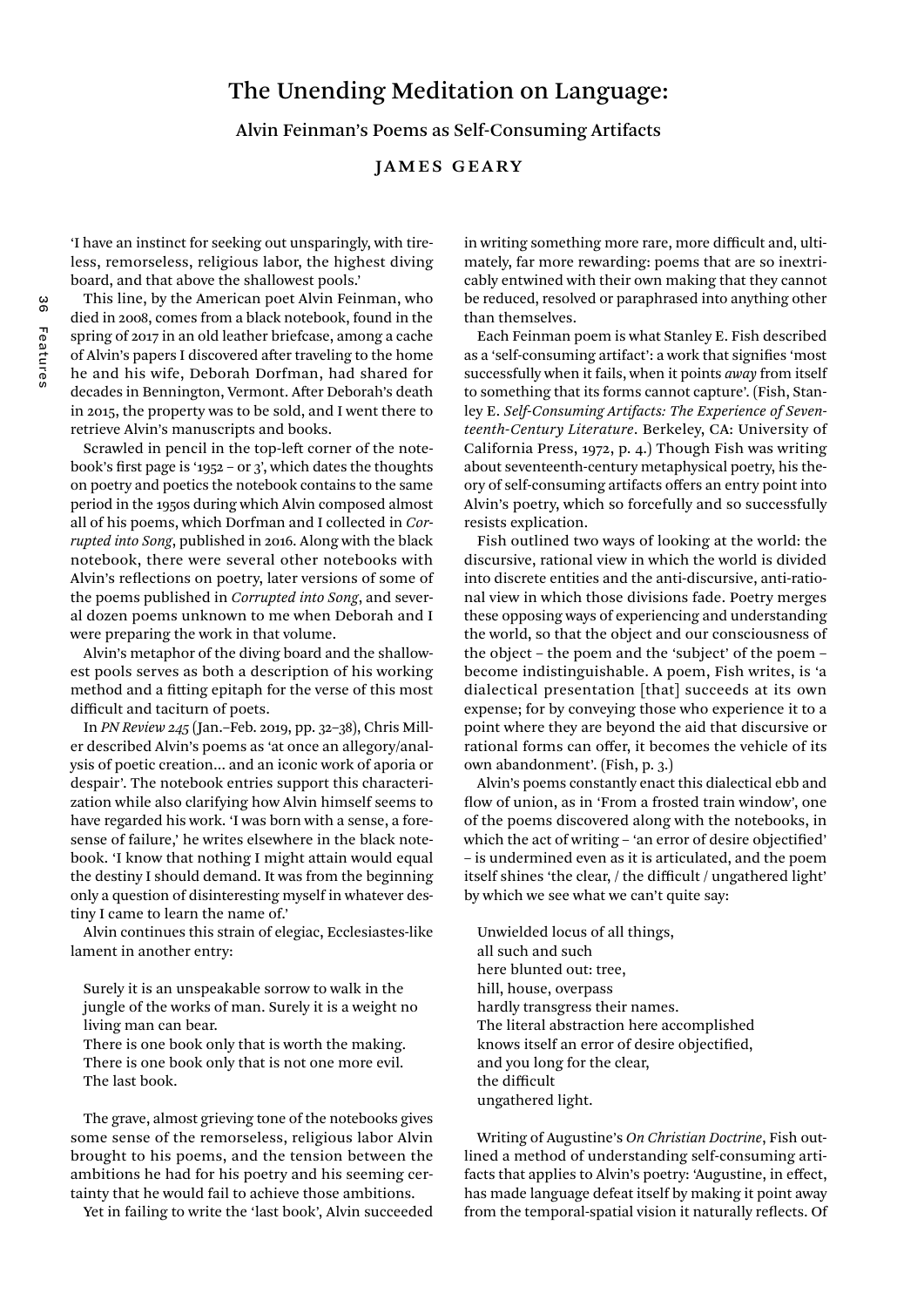# The Unending Meditation on Language:

## Alvin Feinman's Poems as Self-Consuming Artifacts

### JAMES GEARY

'I have an instinct for seeking out unsparingly, with tireless, remorseless, religious labor, the highest diving board, and that above the shallowest pools.'

This line, by the American poet Alvin Feinman, who died in 2008, comes from a black notebook, found in the spring of 2017 in an old leather briefcase, among a cache of Alvin's papers I discovered after traveling to the home he and his wife, Deborah Dorfman, had shared for decades in Bennington, Vermont. After Deborah's death in 2015, the property was to be sold, and I went there to retrieve Alvin's manuscripts and books.

Scrawled in pencil in the top-left corner of the notebook's first page is '1952 – or 3', which dates the thoughts on poetry and poetics the notebook contains to the same period in the 1950s during which Alvin composed almost all of his poems, which Dorfman and I collected in *Corrupted into Song*, published in 2016. Along with the black notebook, there were several other notebooks with Alvin's reflections on poetry, later versions of some of the poems published in *Corrupted into Song*, and several dozen poems unknown to me when Deborah and I were preparing the work in that volume.

Alvin's metaphor of the diving board and the shallowest pools serves as both a description of his working method and a fitting epitaph for the verse of this most difficult and taciturn of poets.

In *PN Review 245* (Jan.–Feb. 2019, pp. 32–38), Chris Miller described Alvin's poems as 'at once an allegory/analysis of poetic creation... and an iconic work of aporia or despair'. The notebook entries support this characterization while also clarifying how Alvin himself seems to have regarded his work. 'I was born with a sense, a foresense of failure,' he writes elsewhere in the black notebook. 'I know that nothing I might attain would equal the destiny I should demand. It was from the beginning only a question of disinteresting myself in whatever destiny I came to learn the name of.'

Alvin continues this strain of elegiac, Ecclesiastes-like lament in another entry:

> Surely it is an unspeakable sorrow to walk in the jungle of the works of man. Surely it is a weight no living man can bear.
> There is one book only that is worth the making.
> There is one book only that is not one more evil.
> The last book.

The grave, almost grieving tone of the notebooks gives some sense of the remorseless, religious labor Alvin brought to his poems, and the tension between the ambitions he had for his poetry and his seeming certainty that he would fail to achieve those ambitions.

Yet in failing to write the 'last book', Alvin succeeded in writing something more rare, more difficult and, ultimately, far more rewarding: poems that are so inextricably entwined with their own making that they cannot be reduced, resolved or paraphrased into anything other than themselves.

Each Feinman poem is what Stanley E. Fish described as a 'self-consuming artifact': a work that signifies 'most successfully when it fails, when it points *away* from itself to something that its forms cannot capture'. (Fish, Stanley E. *Self-Consuming Artifacts: The Experience of Seventeenth-Century Literature*. Berkeley, CA: University of California Press, 1972, p. 4.) Though Fish was writing about seventeenth-century metaphysical poetry, his theory of self-consuming artifacts offers an entry point into Alvin's poetry, which so forcefully and so successfully resists explication.

Fish outlined two ways of looking at the world: the discursive, rational view in which the world is divided into discrete entities and the anti-discursive, anti-rational view in which those divisions fade. Poetry merges these opposing ways of experiencing and understanding the world, so that the object and our consciousness of the object – the poem and the 'subject' of the poem – become indistinguishable. A poem, Fish writes, is 'a dialectical presentation [that] succeeds at its own expense; for by conveying those who experience it to a point where they are beyond the aid that discursive or rational forms can offer, it becomes the vehicle of its own abandonment'. (Fish, p. 3.)

Alvin's poems constantly enact this dialectical ebb and flow of union, as in 'From a frosted train window', one of the poems discovered along with the notebooks, in which the act of writing – 'an error of desire objectified' – is undermined even as it is articulated, and the poem itself shines 'the clear, / the difficult / ungathered light' by which we see what we can't quite say:

> Unwielded locus of all things,
> all such and such
> here blunted out: tree,
> hill, house, overpass
> hardly transgress their names.
> The literal abstraction here accomplished
> knows itself an error of desire objectified,
> and you long for the clear,
> the difficult
> ungathered light.

Writing of Augustine's *On Christian Doctrine*, Fish outlined a method of understanding self-consuming artifacts that applies to Alvin's poetry: 'Augustine, in effect, has made language defeat itself by making it point away from the temporal-spatial vision it naturally reflects. Of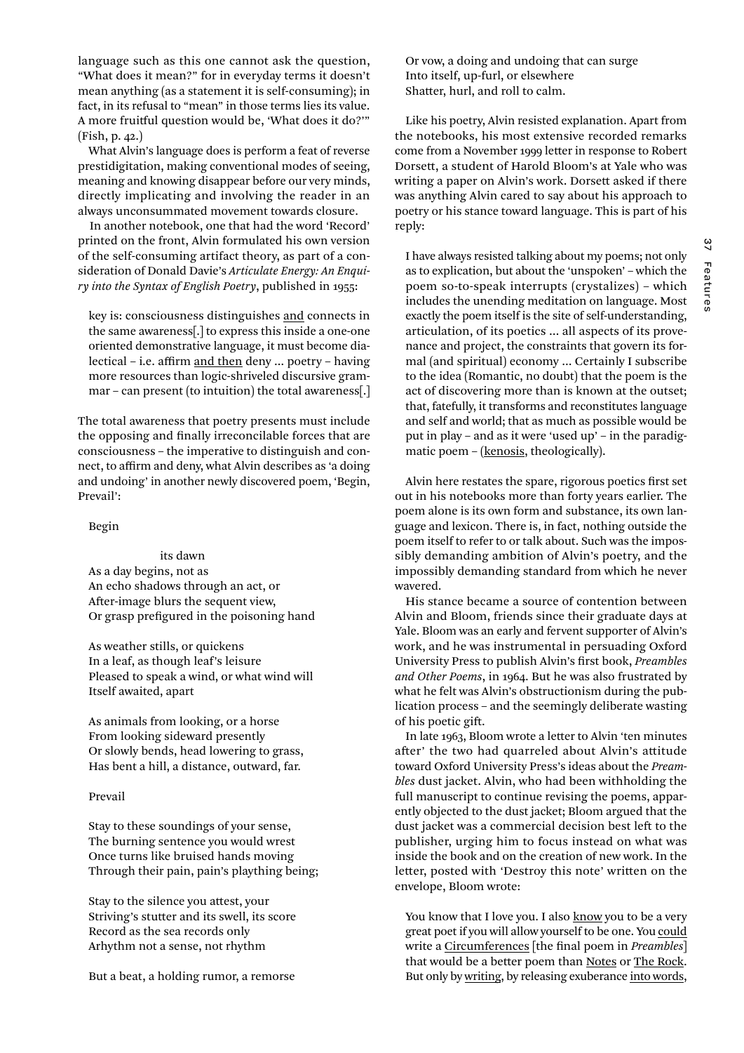language such as this one cannot ask the question, "What does it mean?" for in everyday terms it doesn't mean anything (as a statement it is self-consuming); in fact, in its refusal to "mean" in those terms lies its value. A more fruitful question would be, 'What does it do?'" (Fish, p. 42.)

What Alvin's language does is perform a feat of reverse prestidigitation, making conventional modes of seeing, meaning and knowing disappear before our very minds, directly implicating and involving the reader in an always unconsummated movement towards closure.

In another notebook, one that had the word 'Record' printed on the front, Alvin formulated his own version of the self-consuming artifact theory, as part of a consideration of Donald Davie's *Articulate Energy: An Enquiry into the Syntax of English Poetry*, published in 1955:

> key is: consciousness distinguishes <u>and</u> connects in the same awareness[.] to express this inside a one-one oriented demonstrative language, it must become dialectical – i.e. affirm <u>and then</u> deny ... poetry – having more resources than logic-shriveled discursive grammar – can present (to intuition) the total awareness[.]

The total awareness that poetry presents must include the opposing and finally irreconcilable forces that are consciousness – the imperative to distinguish and connect, to affirm and deny, what Alvin describes as 'a doing and undoing' in another newly discovered poem, 'Begin, Prevail':

> Begin
>
> its dawn
> As a day begins, not as
> An echo shadows through an act, or
> After-image blurs the sequent view,
> Or grasp prefigured in the poisoning hand
>
> As weather stills, or quickens
> In a leaf, as though leaf's leisure
> Pleased to speak a wind, or what wind will
> Itself awaited, apart
>
> As animals from looking, or a horse
> From looking sideward presently
> Or slowly bends, head lowering to grass,
> Has bent a hill, a distance, outward, far.
>
> Prevail
>
> Stay to these soundings of your sense,
> The burning sentence you would wrest
> Once turns like bruised hands moving
> Through their pain, pain's plaything being;
>
> Stay to the silence you attest, your
> Striving's stutter and its swell, its score
> Record as the sea records only
> Arhythm not a sense, not rhythm
>
> But a beat, a holding rumor, a remorse
> Or vow, a doing and undoing that can surge
> Into itself, up-furl, or elsewhere
> Shatter, hurl, and roll to calm.

Like his poetry, Alvin resisted explanation. Apart from the notebooks, his most extensive recorded remarks come from a November 1999 letter in response to Robert Dorsett, a student of Harold Bloom's at Yale who was writing a paper on Alvin's work. Dorsett asked if there was anything Alvin cared to say about his approach to poetry or his stance toward language. This is part of his reply:

> I have always resisted talking about my poems; not only as to explication, but about the 'unspoken' – which the poem so-to-speak interrupts (crystalizes) – which includes the unending meditation on language. Most exactly the poem itself is the site of self-understanding, articulation, of its poetics ... all aspects of its provenance and project, the constraints that govern its formal (and spiritual) economy ... Certainly I subscribe to the idea (Romantic, no doubt) that the poem is the act of discovering more than is known at the outset; that, fatefully, it transforms and reconstitutes language and self and world; that as much as possible would be put in play – and as it were 'used up' – in the paradigmatic poem – (<u>kenosis</u>, theologically).

Alvin here restates the spare, rigorous poetics first set out in his notebooks more than forty years earlier. The poem alone is its own form and substance, its own language and lexicon. There is, in fact, nothing outside the poem itself to refer to or talk about. Such was the impossibly demanding ambition of Alvin's poetry, and the impossibly demanding standard from which he never wavered.

His stance became a source of contention between Alvin and Bloom, friends since their graduate days at Yale. Bloom was an early and fervent supporter of Alvin's work, and he was instrumental in persuading Oxford University Press to publish Alvin's first book, *Preambles and Other Poems*, in 1964. But he was also frustrated by what he felt was Alvin's obstructionism during the publication process – and the seemingly deliberate wasting of his poetic gift.

In late 1963, Bloom wrote a letter to Alvin 'ten minutes after' the two had quarreled about Alvin's attitude toward Oxford University Press's ideas about the *Preambles* dust jacket. Alvin, who had been withholding the full manuscript to continue revising the poems, apparently objected to the dust jacket; Bloom argued that the dust jacket was a commercial decision best left to the publisher, urging him to focus instead on what was inside the book and on the creation of new work. In the letter, posted with 'Destroy this note' written on the envelope, Bloom wrote:

> You know that I love you. I also <u>know</u> you to be a very great poet if you will allow yourself to be one. You <u>could</u> write a <u>Circumferences</u> [the final poem in *Preambles*] that would be a better poem than <u>Notes</u> or <u>The Rock</u>. But only by <u>writing</u>, by releasing exuberance <u>into words</u>,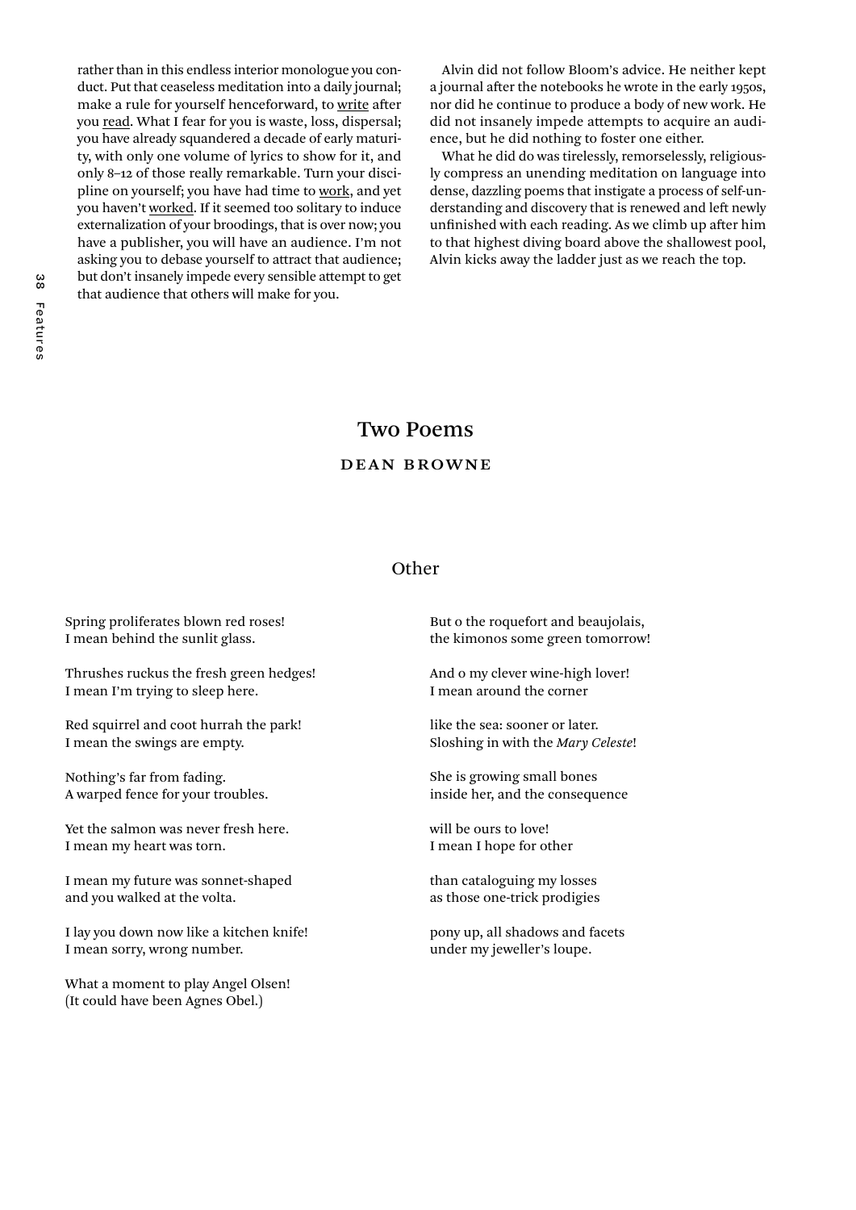rather than in this endless interior monologue you conduct. Put that ceaseless meditation into a daily journal; make a rule for yourself henceforward, to <u>write</u> after you <u>read</u>. What I fear for you is waste, loss, dispersal; you have already squandered a decade of early maturity, with only one volume of lyrics to show for it, and only 8–12 of those really remarkable. Turn your discipline on yourself; you have had time to <u>work</u>, and yet you haven't <u>worked</u>. If it seemed too solitary to induce externalization of your broodings, that is over now; you have a publisher, you will have an audience. I'm not asking you to debase yourself to attract that audience; but don't insanely impede every sensible attempt to get that audience that others will make for you.

Alvin did not follow Bloom's advice. He neither kept a journal after the notebooks he wrote in the early 1950s, nor did he continue to produce a body of new work. He did not insanely impede attempts to acquire an audience, but he did nothing to foster one either.

What he did do was tirelessly, remorselessly, religiously compress an unending meditation on language into dense, dazzling poems that instigate a process of self-understanding and discovery that is renewed and left newly unfinished with each reading. As we climb up after him to that highest diving board above the shallowest pool, Alvin kicks away the ladder just as we reach the top.

# Two Poems

**DEAN BROWNE**

## Other

Spring proliferates blown red roses!
I mean behind the sunlit glass.

Thrushes ruckus the fresh green hedges!
I mean I'm trying to sleep here.

Red squirrel and coot hurrah the park!
I mean the swings are empty.

Nothing's far from fading.
A warped fence for your troubles.

Yet the salmon was never fresh here.
I mean my heart was torn.

I mean my future was sonnet-shaped
and you walked at the volta.

I lay you down now like a kitchen knife!
I mean sorry, wrong number.

What a moment to play Angel Olsen!
(It could have been Agnes Obel.)

But o the roquefort and beaujolais,
the kimonos some green tomorrow!

And o my clever wine-high lover!
I mean around the corner

like the sea: sooner or later.
Sloshing in with the *Mary Celeste*!

She is growing small bones
inside her, and the consequence

will be ours to love!
I mean I hope for other

than cataloguing my losses
as those one-trick prodigies

pony up, all shadows and facets
under my jeweller's loupe.